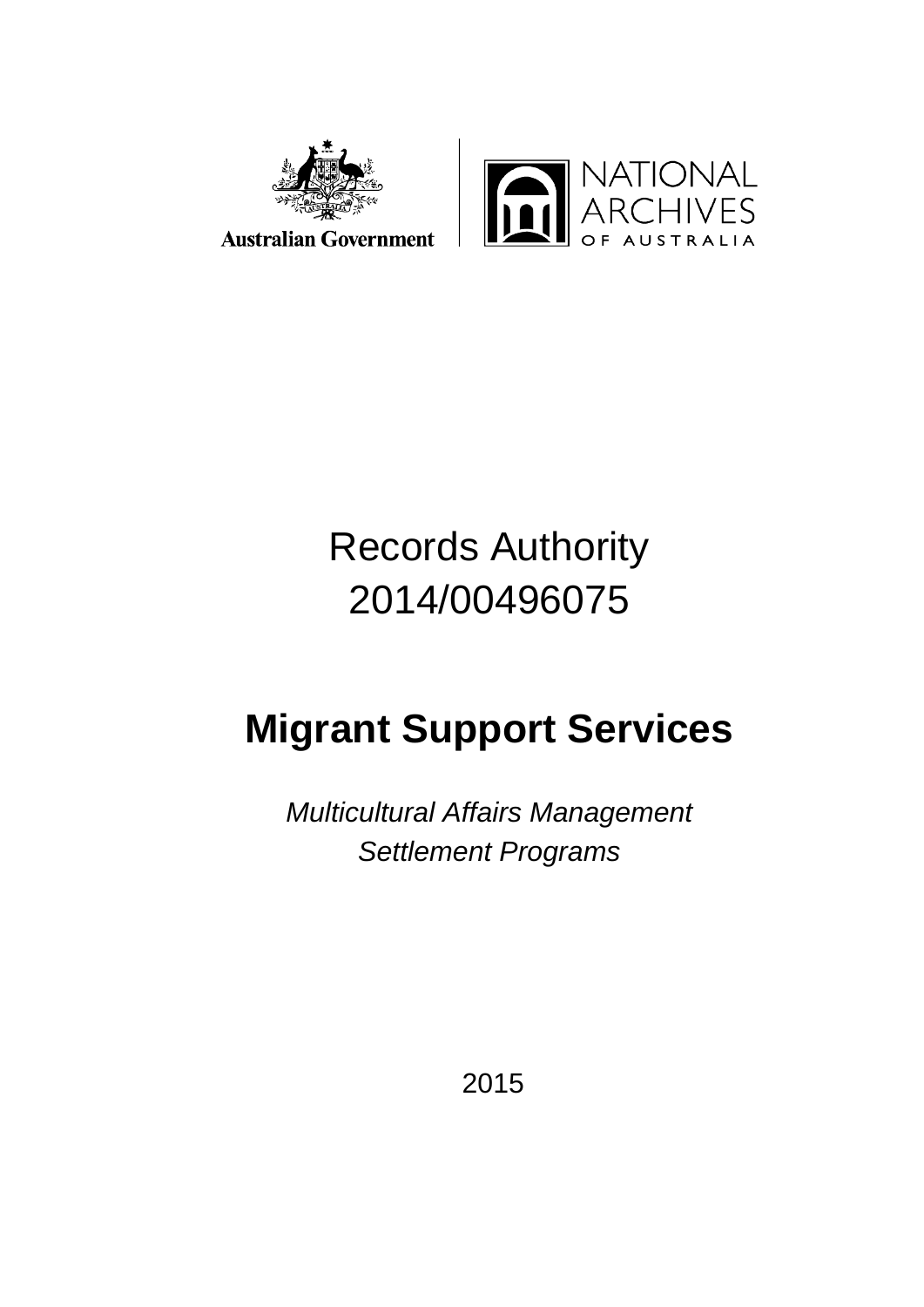Australian Government

NATIONAL ARCHIVES OF AUSTRALIA

Records Authority
2014/00496075

# Migrant Support Services

*Multicultural Affairs Management*
*Settlement Programs*

2015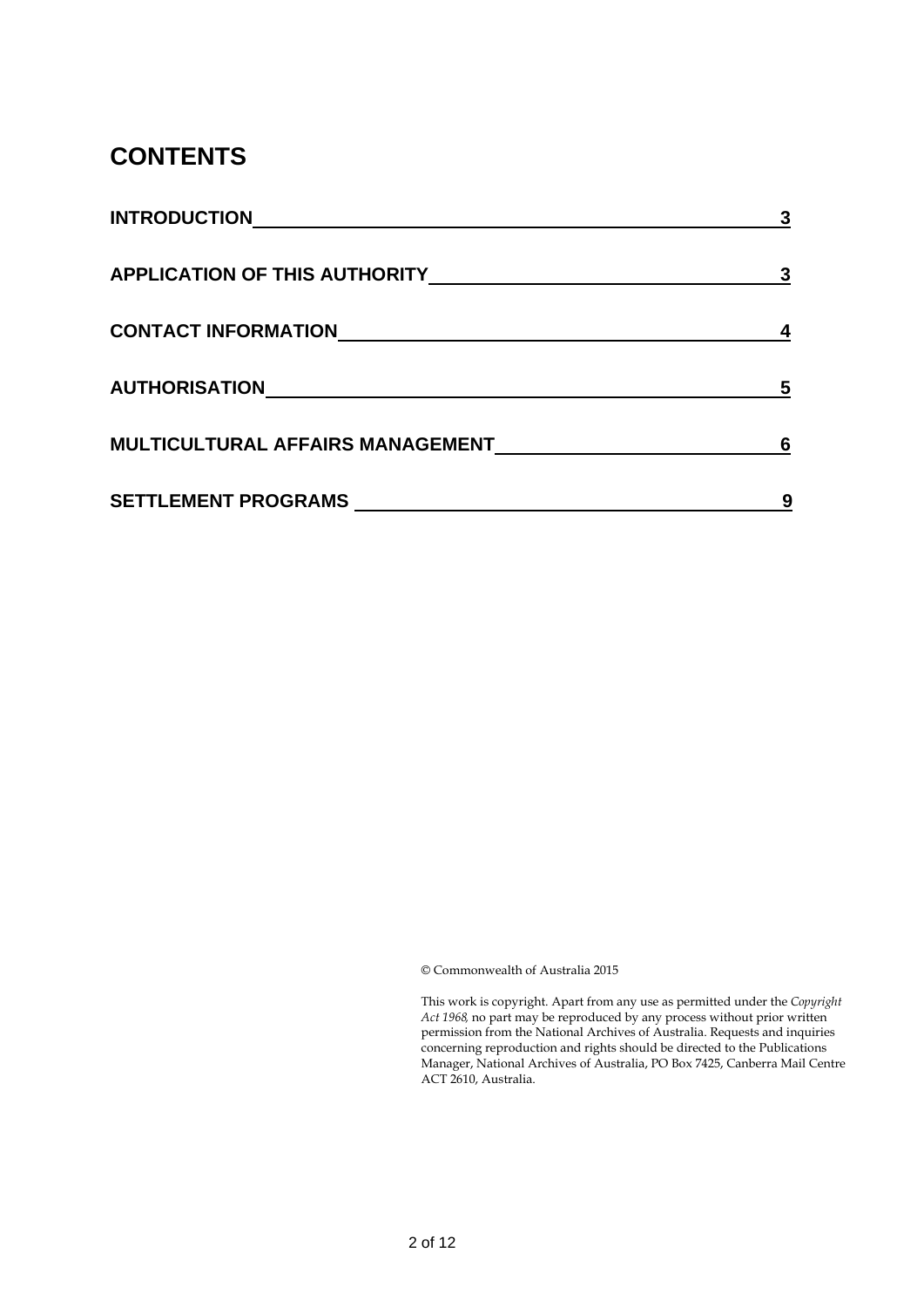# CONTENTS

| | |
|---|---|
| **INTRODUCTION** | **3** |
| **APPLICATION OF THIS AUTHORITY** | **3** |
| **CONTACT INFORMATION** | **4** |
| **AUTHORISATION** | **5** |
| **MULTICULTURAL AFFAIRS MANAGEMENT** | **6** |
| **SETTLEMENT PROGRAMS** | **9** |

© Commonwealth of Australia 2015

This work is copyright. Apart from any use as permitted under the *Copyright Act 1968,* no part may be reproduced by any process without prior written permission from the National Archives of Australia. Requests and inquiries concerning reproduction and rights should be directed to the Publications Manager, National Archives of Australia, PO Box 7425, Canberra Mail Centre ACT 2610, Australia.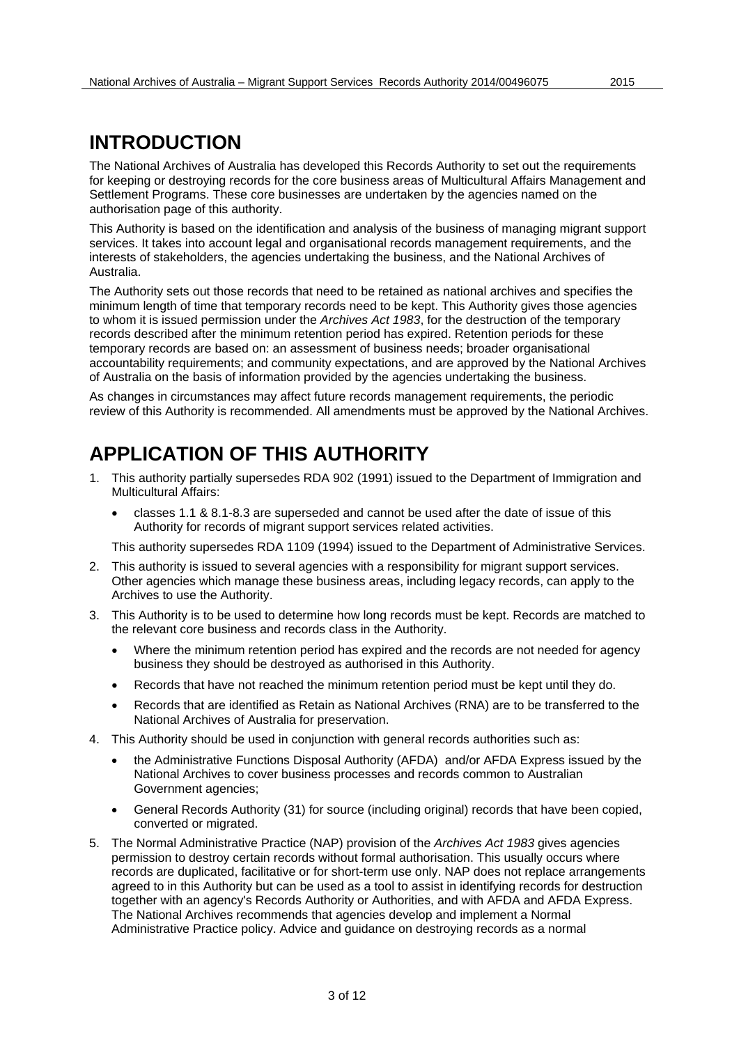# INTRODUCTION

The National Archives of Australia has developed this Records Authority to set out the requirements for keeping or destroying records for the core business areas of Multicultural Affairs Management and Settlement Programs. These core businesses are undertaken by the agencies named on the authorisation page of this authority.

This Authority is based on the identification and analysis of the business of managing migrant support services. It takes into account legal and organisational records management requirements, and the interests of stakeholders, the agencies undertaking the business, and the National Archives of Australia.

The Authority sets out those records that need to be retained as national archives and specifies the minimum length of time that temporary records need to be kept. This Authority gives those agencies to whom it is issued permission under the *Archives Act 1983*, for the destruction of the temporary records described after the minimum retention period has expired. Retention periods for these temporary records are based on: an assessment of business needs; broader organisational accountability requirements; and community expectations, and are approved by the National Archives of Australia on the basis of information provided by the agencies undertaking the business.

As changes in circumstances may affect future records management requirements, the periodic review of this Authority is recommended. All amendments must be approved by the National Archives.

# APPLICATION OF THIS AUTHORITY

1. This authority partially supersedes RDA 902 (1991) issued to the Department of Immigration and Multicultural Affairs:
   - classes 1.1 & 8.1-8.3 are superseded and cannot be used after the date of issue of this Authority for records of migrant support services related activities.

   This authority supersedes RDA 1109 (1994) issued to the Department of Administrative Services.
2. This authority is issued to several agencies with a responsibility for migrant support services. Other agencies which manage these business areas, including legacy records, can apply to the Archives to use the Authority.
3. This Authority is to be used to determine how long records must be kept. Records are matched to the relevant core business and records class in the Authority.
   - Where the minimum retention period has expired and the records are not needed for agency business they should be destroyed as authorised in this Authority.
   - Records that have not reached the minimum retention period must be kept until they do.
   - Records that are identified as Retain as National Archives (RNA) are to be transferred to the National Archives of Australia for preservation.
4. This Authority should be used in conjunction with general records authorities such as:
   - the Administrative Functions Disposal Authority (AFDA) and/or AFDA Express issued by the National Archives to cover business processes and records common to Australian Government agencies;
   - General Records Authority (31) for source (including original) records that have been copied, converted or migrated.
5. The Normal Administrative Practice (NAP) provision of the *Archives Act 1983* gives agencies permission to destroy certain records without formal authorisation. This usually occurs where records are duplicated, facilitative or for short-term use only. NAP does not replace arrangements agreed to in this Authority but can be used as a tool to assist in identifying records for destruction together with an agency's Records Authority or Authorities, and with AFDA and AFDA Express. The National Archives recommends that agencies develop and implement a Normal Administrative Practice policy. Advice and guidance on destroying records as a normal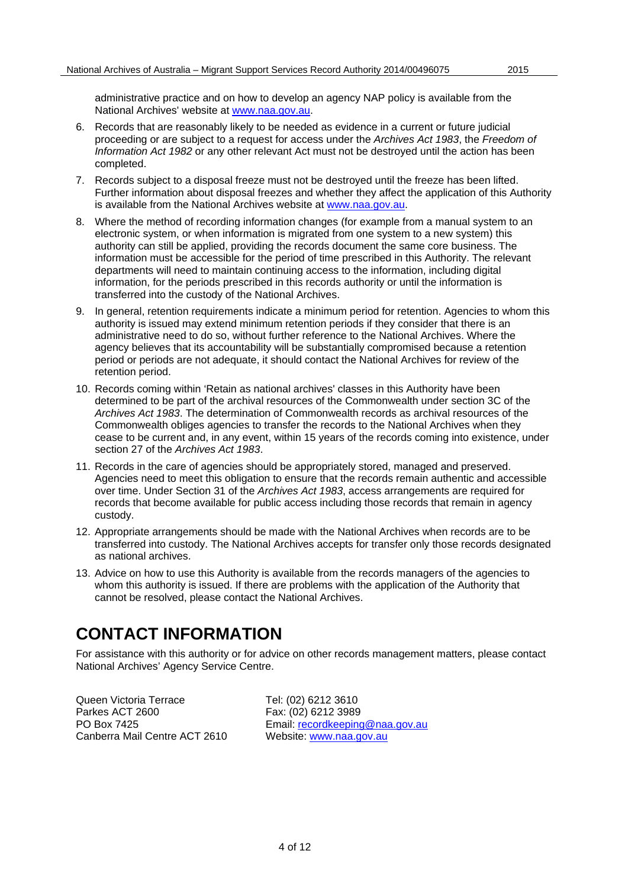administrative practice and on how to develop an agency NAP policy is available from the National Archives' website at [www.naa.gov.au](http://www.naa.gov.au).

6. Records that are reasonably likely to be needed as evidence in a current or future judicial proceeding or are subject to a request for access under the *Archives Act 1983*, the *Freedom of Information Act 1982* or any other relevant Act must not be destroyed until the action has been completed.
7. Records subject to a disposal freeze must not be destroyed until the freeze has been lifted. Further information about disposal freezes and whether they affect the application of this Authority is available from the National Archives website at [www.naa.gov.au](http://www.naa.gov.au).
8. Where the method of recording information changes (for example from a manual system to an electronic system, or when information is migrated from one system to a new system) this authority can still be applied, providing the records document the same core business. The information must be accessible for the period of time prescribed in this Authority. The relevant departments will need to maintain continuing access to the information, including digital information, for the periods prescribed in this records authority or until the information is transferred into the custody of the National Archives.
9. In general, retention requirements indicate a minimum period for retention. Agencies to whom this authority is issued may extend minimum retention periods if they consider that there is an administrative need to do so, without further reference to the National Archives. Where the agency believes that its accountability will be substantially compromised because a retention period or periods are not adequate, it should contact the National Archives for review of the retention period.
10. Records coming within 'Retain as national archives' classes in this Authority have been determined to be part of the archival resources of the Commonwealth under section 3C of the *Archives Act 1983*. The determination of Commonwealth records as archival resources of the Commonwealth obliges agencies to transfer the records to the National Archives when they cease to be current and, in any event, within 15 years of the records coming into existence, under section 27 of the *Archives Act 1983*.
11. Records in the care of agencies should be appropriately stored, managed and preserved. Agencies need to meet this obligation to ensure that the records remain authentic and accessible over time. Under Section 31 of the *Archives Act 1983*, access arrangements are required for records that become available for public access including those records that remain in agency custody.
12. Appropriate arrangements should be made with the National Archives when records are to be transferred into custody. The National Archives accepts for transfer only those records designated as national archives.
13. Advice on how to use this Authority is available from the records managers of the agencies to whom this authority is issued. If there are problems with the application of the Authority that cannot be resolved, please contact the National Archives.

# CONTACT INFORMATION

For assistance with this authority or for advice on other records management matters, please contact National Archives' Agency Service Centre.

Queen Victoria Terrace
Parkes ACT 2600
PO Box 7425
Canberra Mail Centre ACT 2610

Tel: (02) 6212 3610
Fax: (02) 6212 3989
Email: [recordkeeping@naa.gov.au](mailto:recordkeeping@naa.gov.au)
Website: [www.naa.gov.au](http://www.naa.gov.au)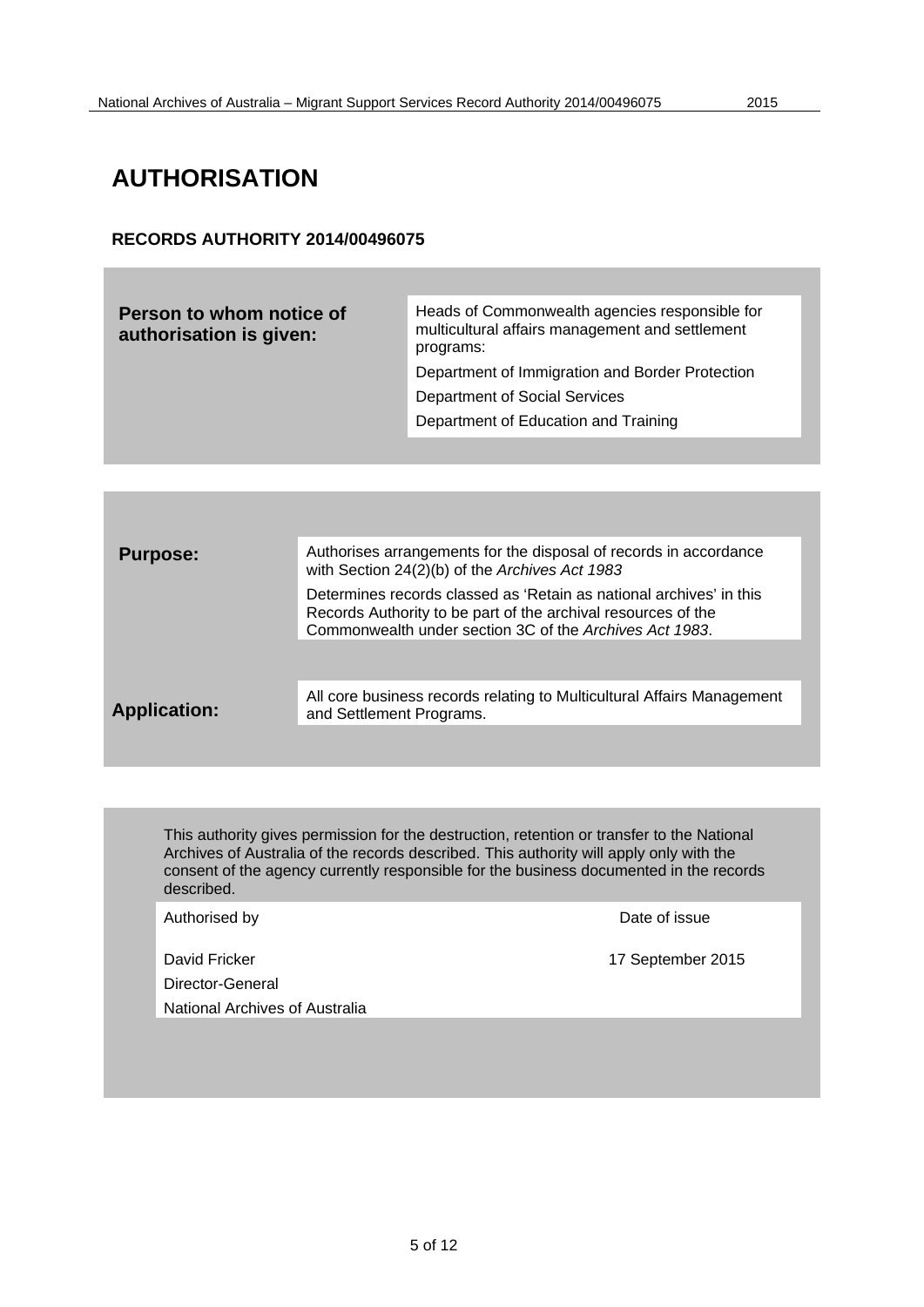# AUTHORISATION

**RECORDS AUTHORITY 2014/00496075**

| **Person to whom notice of authorisation is given:** | Heads of Commonwealth agencies responsible for multicultural affairs management and settlement programs:<br>Department of Immigration and Border Protection<br>Department of Social Services<br>Department of Education and Training |
|---|---|

| | |
|---|---|
| **Purpose:** | Authorises arrangements for the disposal of records in accordance with Section 24(2)(b) of the *Archives Act 1983*<br>Determines records classed as 'Retain as national archives' in this Records Authority to be part of the archival resources of the Commonwealth under section 3C of the *Archives Act 1983*. |
| **Application:** | All core business records relating to Multicultural Affairs Management and Settlement Programs. |

This authority gives permission for the destruction, retention or transfer to the National Archives of Australia of the records described. This authority will apply only with the consent of the agency currently responsible for the business documented in the records described.

| Authorised by | Date of issue |
|---|---|
| David Fricker<br>Director-General<br>National Archives of Australia | 17 September 2015 |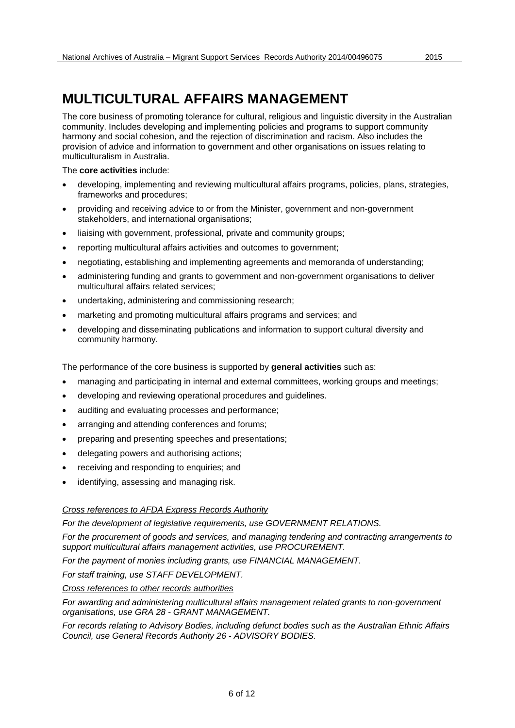# MULTICULTURAL AFFAIRS MANAGEMENT

The core business of promoting tolerance for cultural, religious and linguistic diversity in the Australian community. Includes developing and implementing policies and programs to support community harmony and social cohesion, and the rejection of discrimination and racism. Also includes the provision of advice and information to government and other organisations on issues relating to multiculturalism in Australia.

The **core activities** include:

- developing, implementing and reviewing multicultural affairs programs, policies, plans, strategies, frameworks and procedures;
- providing and receiving advice to or from the Minister, government and non-government stakeholders, and international organisations;
- liaising with government, professional, private and community groups;
- reporting multicultural affairs activities and outcomes to government;
- negotiating, establishing and implementing agreements and memoranda of understanding;
- administering funding and grants to government and non-government organisations to deliver multicultural affairs related services;
- undertaking, administering and commissioning research;
- marketing and promoting multicultural affairs programs and services; and
- developing and disseminating publications and information to support cultural diversity and community harmony.

The performance of the core business is supported by **general activities** such as:

- managing and participating in internal and external committees, working groups and meetings;
- developing and reviewing operational procedures and guidelines.
- auditing and evaluating processes and performance;
- arranging and attending conferences and forums;
- preparing and presenting speeches and presentations;
- delegating powers and authorising actions;
- receiving and responding to enquiries; and
- identifying, assessing and managing risk.

*Cross references to AFDA Express Records Authority*

*For the development of legislative requirements, use GOVERNMENT RELATIONS.*

*For the procurement of goods and services, and managing tendering and contracting arrangements to support multicultural affairs management activities, use PROCUREMENT.*

*For the payment of monies including grants, use FINANCIAL MANAGEMENT.*

*For staff training, use STAFF DEVELOPMENT.*

*Cross references to other records authorities*

*For awarding and administering multicultural affairs management related grants to non-government organisations, use GRA 28 - GRANT MANAGEMENT.*

*For records relating to Advisory Bodies, including defunct bodies such as the Australian Ethnic Affairs Council, use General Records Authority 26 - ADVISORY BODIES.*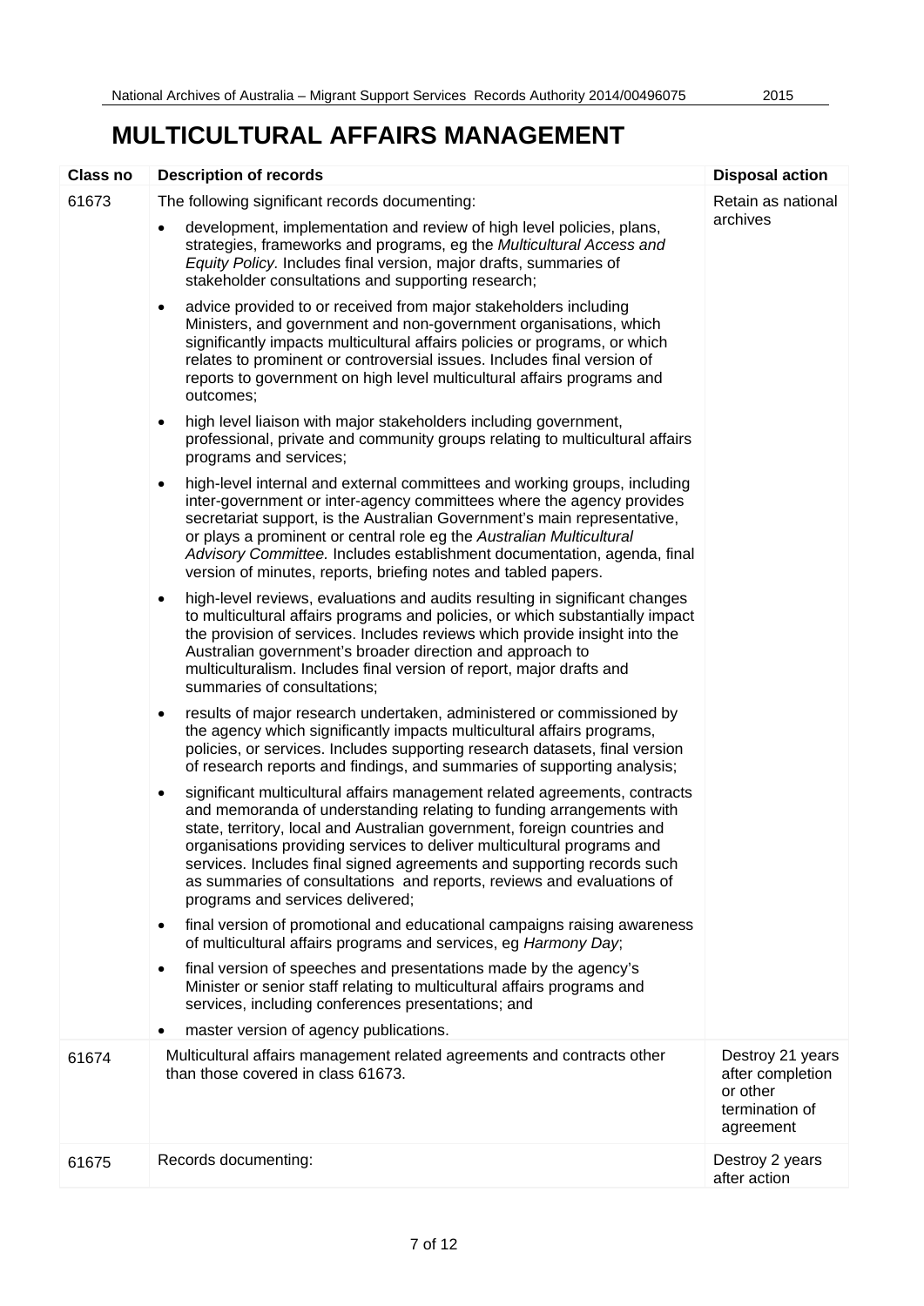# MULTICULTURAL AFFAIRS MANAGEMENT

| Class no | Description of records | Disposal action |
|---|---|---|
| 61673 | The following significant records documenting:<br>• development, implementation and review of high level policies, plans, strategies, frameworks and programs, eg the *Multicultural Access and Equity Policy.* Includes final version, major drafts, summaries of stakeholder consultations and supporting research;<br>• advice provided to or received from major stakeholders including Ministers, and government and non-government organisations, which significantly impacts multicultural affairs policies or programs, or which relates to prominent or controversial issues. Includes final version of reports to government on high level multicultural affairs programs and outcomes;<br>• high level liaison with major stakeholders including government, professional, private and community groups relating to multicultural affairs programs and services;<br>• high-level internal and external committees and working groups, including inter-government or inter-agency committees where the agency provides secretariat support, is the Australian Government's main representative, or plays a prominent or central role eg the *Australian Multicultural Advisory Committee.* Includes establishment documentation, agenda, final version of minutes, reports, briefing notes and tabled papers.<br>• high-level reviews, evaluations and audits resulting in significant changes to multicultural affairs programs and policies, or which substantially impact the provision of services. Includes reviews which provide insight into the Australian government's broader direction and approach to multiculturalism. Includes final version of report, major drafts and summaries of consultations;<br>• results of major research undertaken, administered or commissioned by the agency which significantly impacts multicultural affairs programs, policies, or services. Includes supporting research datasets, final version of research reports and findings, and summaries of supporting analysis;<br>• significant multicultural affairs management related agreements, contracts and memoranda of understanding relating to funding arrangements with state, territory, local and Australian government, foreign countries and organisations providing services to deliver multicultural programs and services. Includes final signed agreements and supporting records such as summaries of consultations and reports, reviews and evaluations of programs and services delivered;<br>• final version of promotional and educational campaigns raising awareness of multicultural affairs programs and services, eg *Harmony Day*;<br>• final version of speeches and presentations made by the agency's Minister or senior staff relating to multicultural affairs programs and services, including conferences presentations; and<br>• master version of agency publications. | Retain as national archives |
| 61674 | Multicultural affairs management related agreements and contracts other than those covered in class 61673. | Destroy 21 years after completion or other termination of agreement |
| 61675 | Records documenting: | Destroy 2 years after action |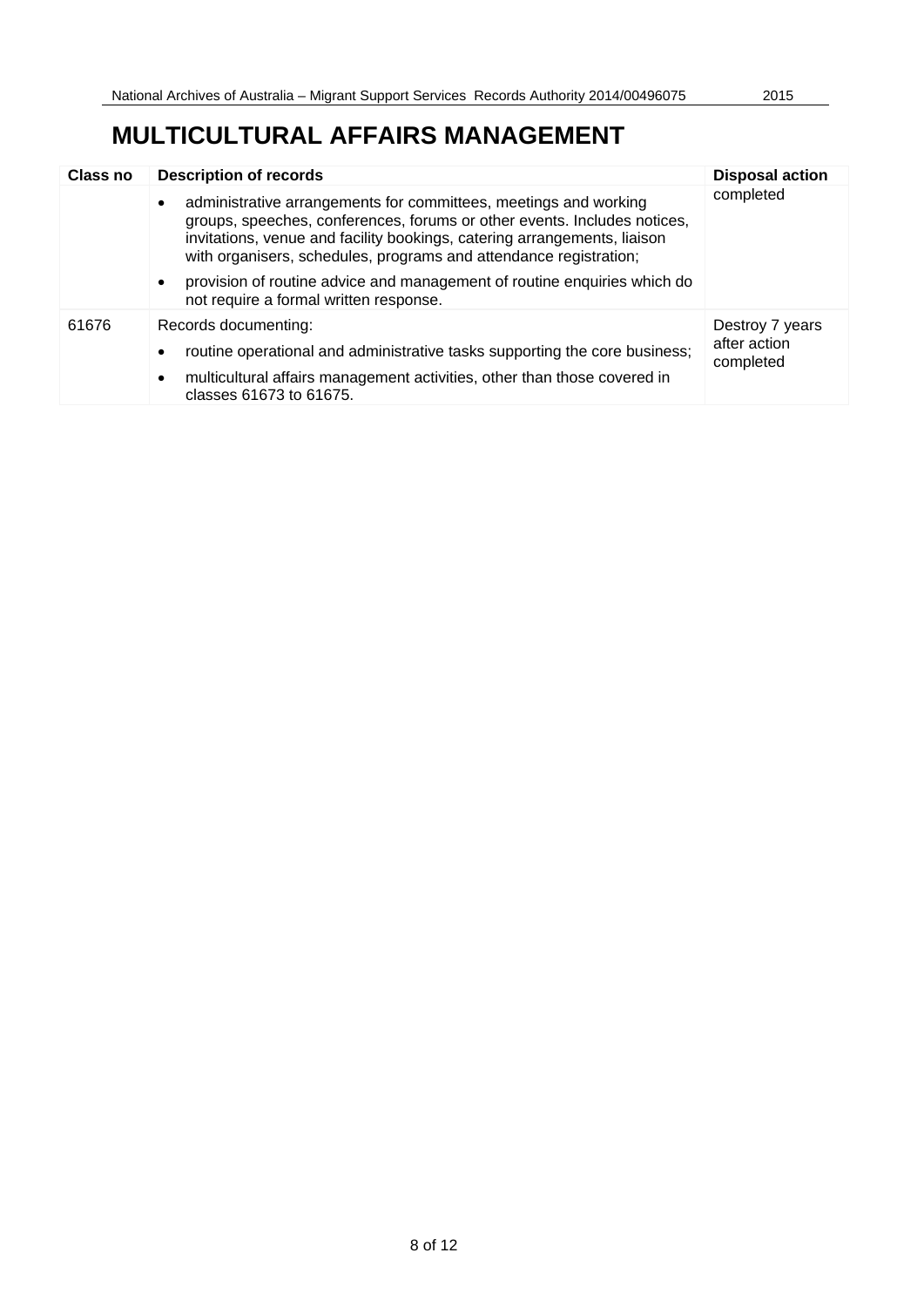# MULTICULTURAL AFFAIRS MANAGEMENT

| Class no | Description of records | Disposal action |
|---|---|---|
| | • administrative arrangements for committees, meetings and working groups, speeches, conferences, forums or other events. Includes notices, invitations, venue and facility bookings, catering arrangements, liaison with organisers, schedules, programs and attendance registration;<br>• provision of routine advice and management of routine enquiries which do not require a formal written response. | completed |
| 61676 | Records documenting:<br>• routine operational and administrative tasks supporting the core business;<br>• multicultural affairs management activities, other than those covered in classes 61673 to 61675. | Destroy 7 years after action completed |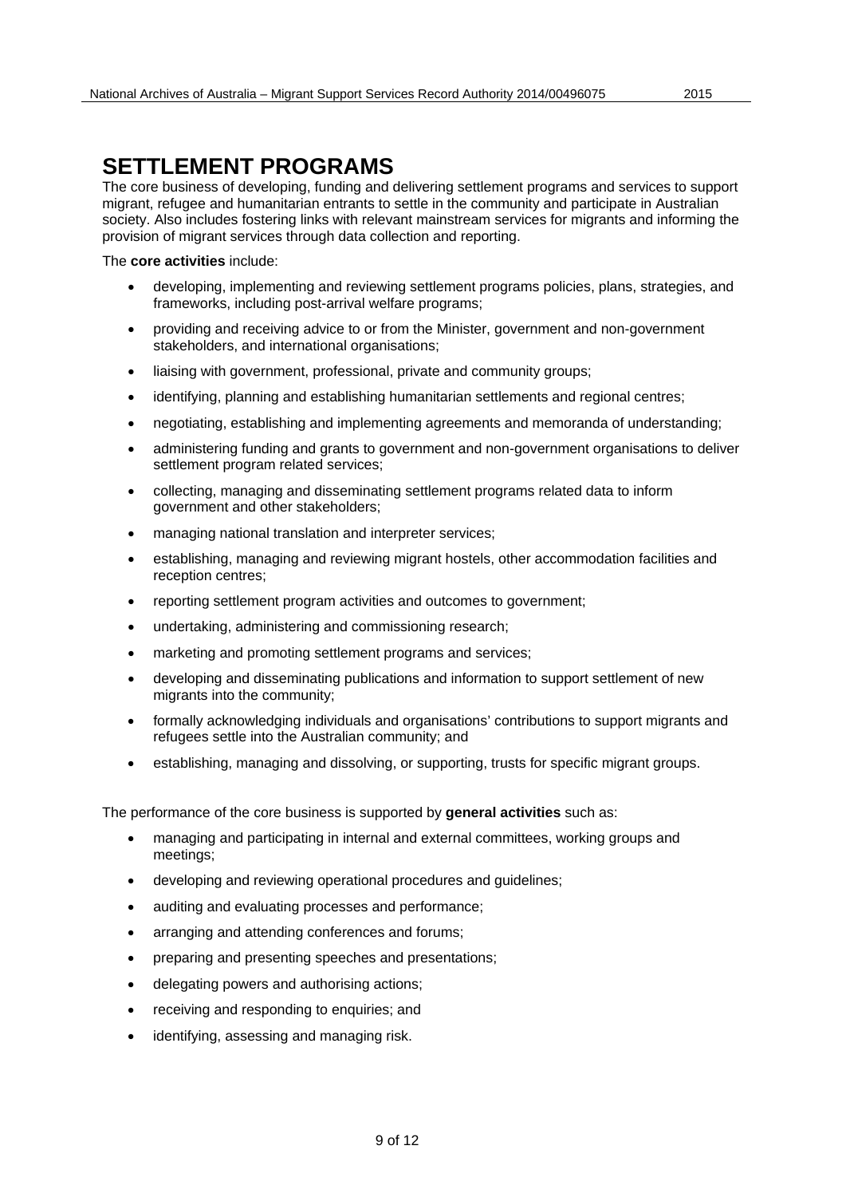# SETTLEMENT PROGRAMS

The core business of developing, funding and delivering settlement programs and services to support migrant, refugee and humanitarian entrants to settle in the community and participate in Australian society. Also includes fostering links with relevant mainstream services for migrants and informing the provision of migrant services through data collection and reporting.

The **core activities** include:

- developing, implementing and reviewing settlement programs policies, plans, strategies, and frameworks, including post-arrival welfare programs;
- providing and receiving advice to or from the Minister, government and non-government stakeholders, and international organisations;
- liaising with government, professional, private and community groups;
- identifying, planning and establishing humanitarian settlements and regional centres;
- negotiating, establishing and implementing agreements and memoranda of understanding;
- administering funding and grants to government and non-government organisations to deliver settlement program related services;
- collecting, managing and disseminating settlement programs related data to inform government and other stakeholders;
- managing national translation and interpreter services;
- establishing, managing and reviewing migrant hostels, other accommodation facilities and reception centres;
- reporting settlement program activities and outcomes to government;
- undertaking, administering and commissioning research;
- marketing and promoting settlement programs and services;
- developing and disseminating publications and information to support settlement of new migrants into the community;
- formally acknowledging individuals and organisations' contributions to support migrants and refugees settle into the Australian community; and
- establishing, managing and dissolving, or supporting, trusts for specific migrant groups.

The performance of the core business is supported by **general activities** such as:

- managing and participating in internal and external committees, working groups and meetings;
- developing and reviewing operational procedures and guidelines;
- auditing and evaluating processes and performance;
- arranging and attending conferences and forums;
- preparing and presenting speeches and presentations;
- delegating powers and authorising actions;
- receiving and responding to enquiries; and
- identifying, assessing and managing risk.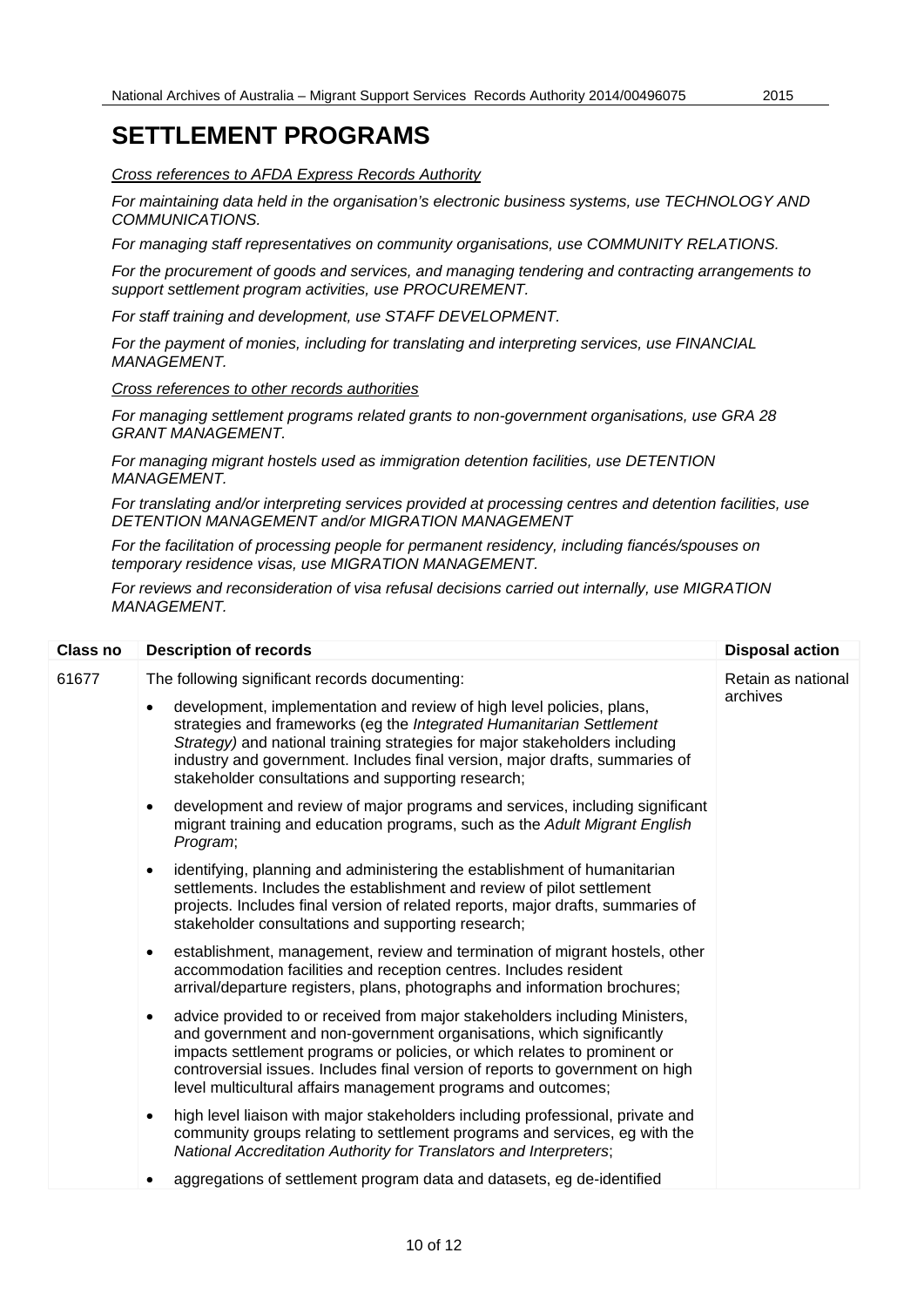# SETTLEMENT PROGRAMS

*Cross references to AFDA Express Records Authority*

*For maintaining data held in the organisation's electronic business systems, use TECHNOLOGY AND COMMUNICATIONS.*

*For managing staff representatives on community organisations, use COMMUNITY RELATIONS.*

*For the procurement of goods and services, and managing tendering and contracting arrangements to support settlement program activities, use PROCUREMENT.*

*For staff training and development, use STAFF DEVELOPMENT.*

*For the payment of monies, including for translating and interpreting services, use FINANCIAL MANAGEMENT.*

*Cross references to other records authorities*

*For managing settlement programs related grants to non-government organisations, use GRA 28 GRANT MANAGEMENT.*

*For managing migrant hostels used as immigration detention facilities, use DETENTION MANAGEMENT.*

*For translating and/or interpreting services provided at processing centres and detention facilities, use DETENTION MANAGEMENT and/or MIGRATION MANAGEMENT*

*For the facilitation of processing people for permanent residency, including fiancés/spouses on temporary residence visas, use MIGRATION MANAGEMENT.*

*For reviews and reconsideration of visa refusal decisions carried out internally, use MIGRATION MANAGEMENT.*

| Class no | Description of records | Disposal action |
|---|---|---|
| 61677 | The following significant records documenting:<br>• development, implementation and review of high level policies, plans, strategies and frameworks (eg the *Integrated Humanitarian Settlement Strategy)* and national training strategies for major stakeholders including industry and government. Includes final version, major drafts, summaries of stakeholder consultations and supporting research;<br>• development and review of major programs and services, including significant migrant training and education programs, such as the *Adult Migrant English Program*;<br>• identifying, planning and administering the establishment of humanitarian settlements. Includes the establishment and review of pilot settlement projects. Includes final version of related reports, major drafts, summaries of stakeholder consultations and supporting research;<br>• establishment, management, review and termination of migrant hostels, other accommodation facilities and reception centres. Includes resident arrival/departure registers, plans, photographs and information brochures;<br>• advice provided to or received from major stakeholders including Ministers, and government and non-government organisations, which significantly impacts settlement programs or policies, or which relates to prominent or controversial issues. Includes final version of reports to government on high level multicultural affairs management programs and outcomes;<br>• high level liaison with major stakeholders including professional, private and community groups relating to settlement programs and services, eg with the *National Accreditation Authority for Translators and Interpreters*;<br>• aggregations of settlement program data and datasets, eg de-identified | Retain as national archives |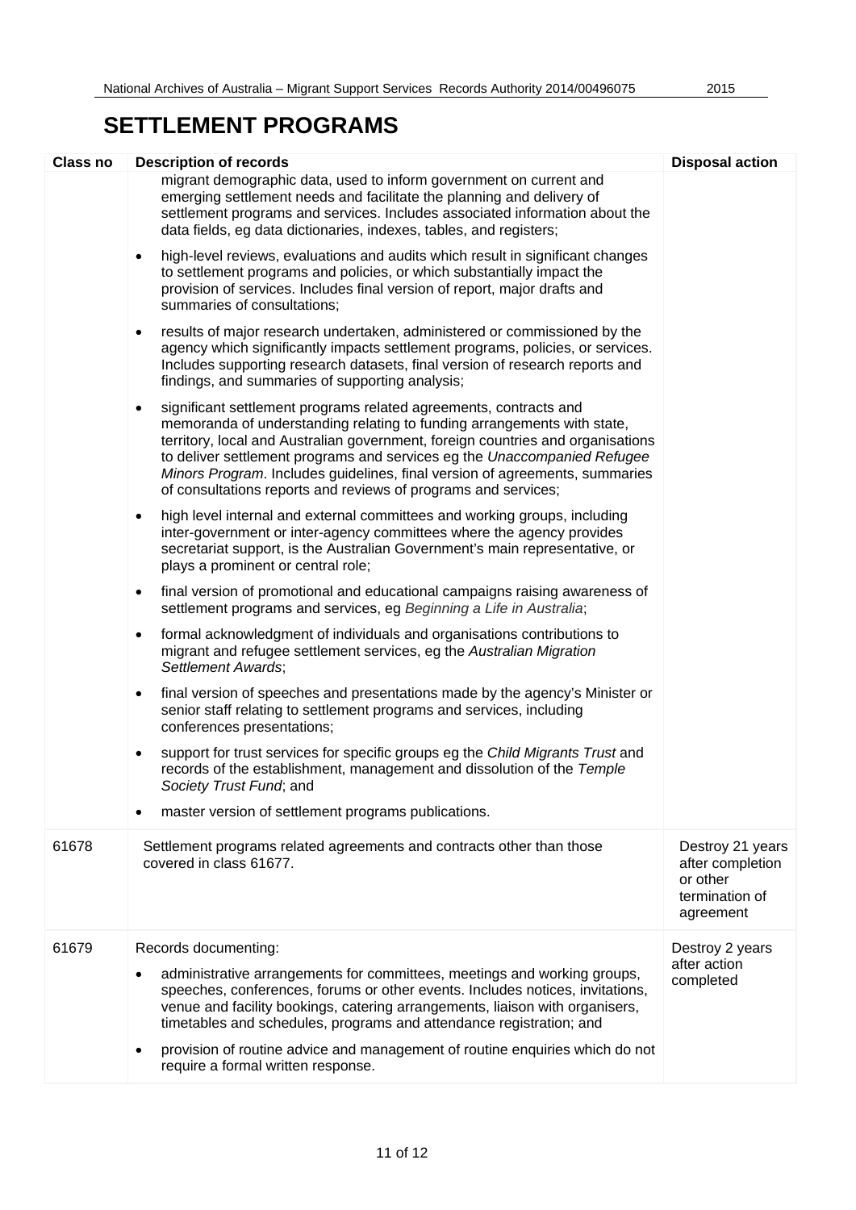# SETTLEMENT PROGRAMS

| Class no | Description of records | Disposal action |
|---|---|---|
| | migrant demographic data, used to inform government on current and emerging settlement needs and facilitate the planning and delivery of settlement programs and services. Includes associated information about the data fields, eg data dictionaries, indexes, tables, and registers;<br><br>• high-level reviews, evaluations and audits which result in significant changes to settlement programs and policies, or which substantially impact the provision of services. Includes final version of report, major drafts and summaries of consultations;<br><br>• results of major research undertaken, administered or commissioned by the agency which significantly impacts settlement programs, policies, or services. Includes supporting research datasets, final version of research reports and findings, and summaries of supporting analysis;<br><br>• significant settlement programs related agreements, contracts and memoranda of understanding relating to funding arrangements with state, territory, local and Australian government, foreign countries and organisations to deliver settlement programs and services eg the *Unaccompanied Refugee Minors Program*. Includes guidelines, final version of agreements, summaries of consultations reports and reviews of programs and services;<br><br>• high level internal and external committees and working groups, including inter-government or inter-agency committees where the agency provides secretariat support, is the Australian Government's main representative, or plays a prominent or central role;<br><br>• final version of promotional and educational campaigns raising awareness of settlement programs and services, eg *Beginning a Life in Australia*;<br><br>• formal acknowledgment of individuals and organisations contributions to migrant and refugee settlement services, eg the *Australian Migration Settlement Awards*;<br><br>• final version of speeches and presentations made by the agency's Minister or senior staff relating to settlement programs and services, including conferences presentations;<br><br>• support for trust services for specific groups eg the *Child Migrants Trust* and records of the establishment, management and dissolution of the *Temple Society Trust Fund*; and<br><br>• master version of settlement programs publications. | |
| 61678 | Settlement programs related agreements and contracts other than those covered in class 61677. | Destroy 21 years after completion or other termination of agreement |
| 61679 | Records documenting:<br><br>• administrative arrangements for committees, meetings and working groups, speeches, conferences, forums or other events. Includes notices, invitations, venue and facility bookings, catering arrangements, liaison with organisers, timetables and schedules, programs and attendance registration; and<br><br>• provision of routine advice and management of routine enquiries which do not require a formal written response. | Destroy 2 years after action completed |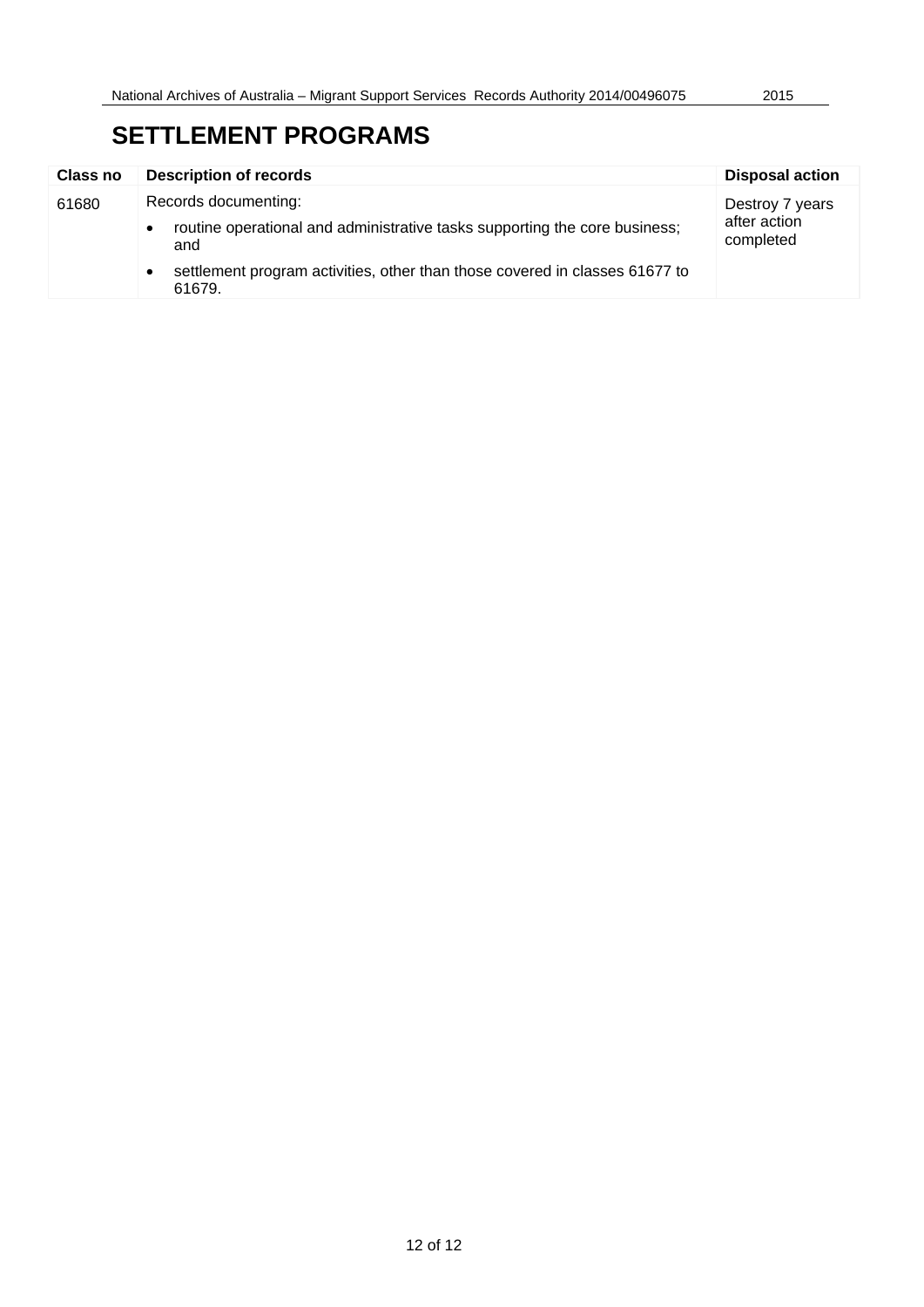# SETTLEMENT PROGRAMS

| Class no | Description of records | Disposal action |
|---|---|---|
| 61680 | Records documenting:<br>• routine operational and administrative tasks supporting the core business; and<br>• settlement program activities, other than those covered in classes 61677 to 61679. | Destroy 7 years after action completed |